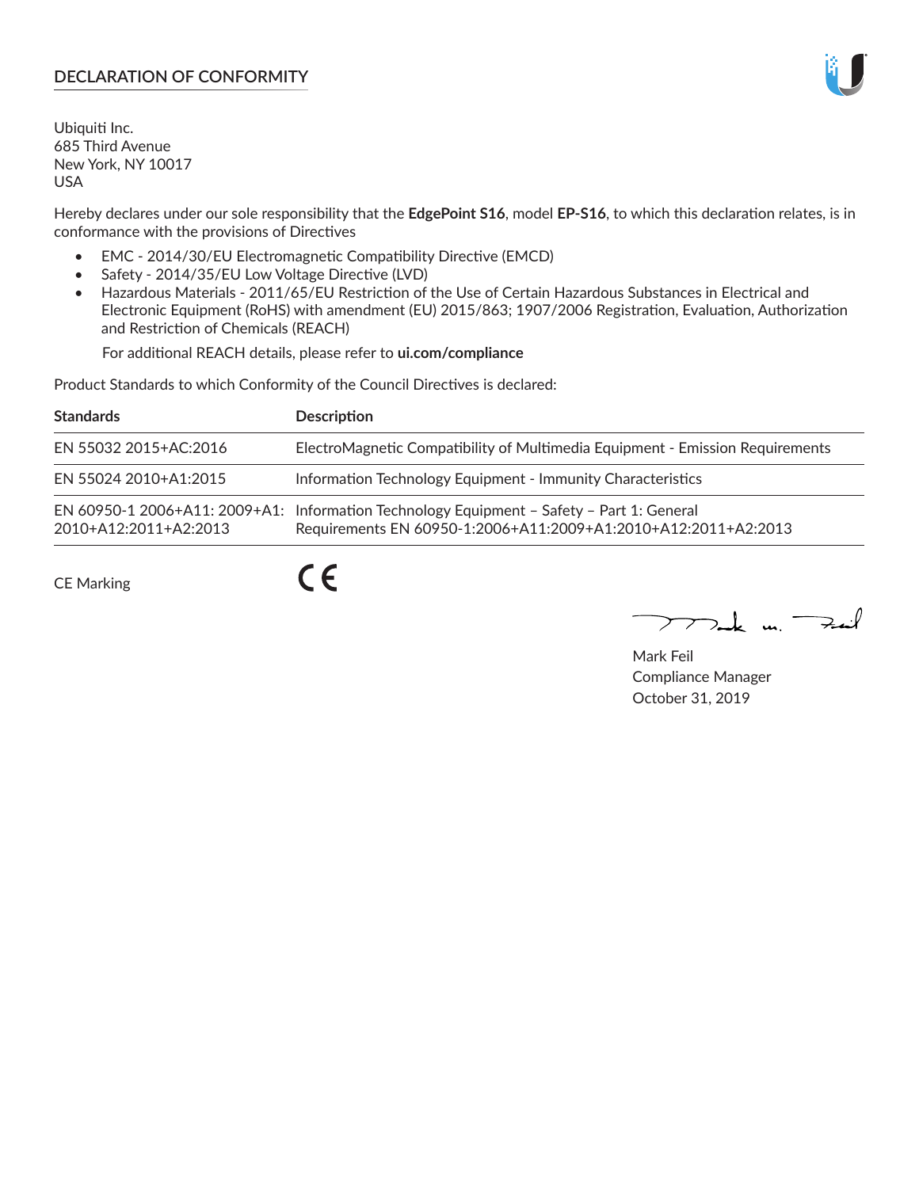## DECLARATION OF CONFORMITY

Ubiquiti Inc.
685 Third Avenue
New York, NY 10017
USA

Hereby declares under our sole responsibility that the **EdgePoint S16**, model **EP-S16**, to which this declaration relates, is in conformance with the provisions of Directives

- EMC - 2014/30/EU Electromagnetic Compatibility Directive (EMCD)
- Safety - 2014/35/EU Low Voltage Directive (LVD)
- Hazardous Materials - 2011/65/EU Restriction of the Use of Certain Hazardous Substances in Electrical and Electronic Equipment (RoHS) with amendment (EU) 2015/863; 1907/2006 Registration, Evaluation, Authorization and Restriction of Chemicals (REACH)

  For additional REACH details, please refer to **ui.com/compliance**

Product Standards to which Conformity of the Council Directives is declared:

| Standards | Description |
|---|---|
| EN 55032 2015+AC:2016 | ElectroMagnetic Compatibility of Multimedia Equipment - Emission Requirements |
| EN 55024 2010+A1:2015 | Information Technology Equipment - Immunity Characteristics |
| EN 60950-1 2006+A11: 2009+A1: 2010+A12:2011+A2:2013 | Information Technology Equipment – Safety – Part 1: General Requirements EN 60950-1:2006+A11:2009+A1:2010+A12:2011+A2:2013 |

CE Marking CE

Mark Feil
Compliance Manager
October 31, 2019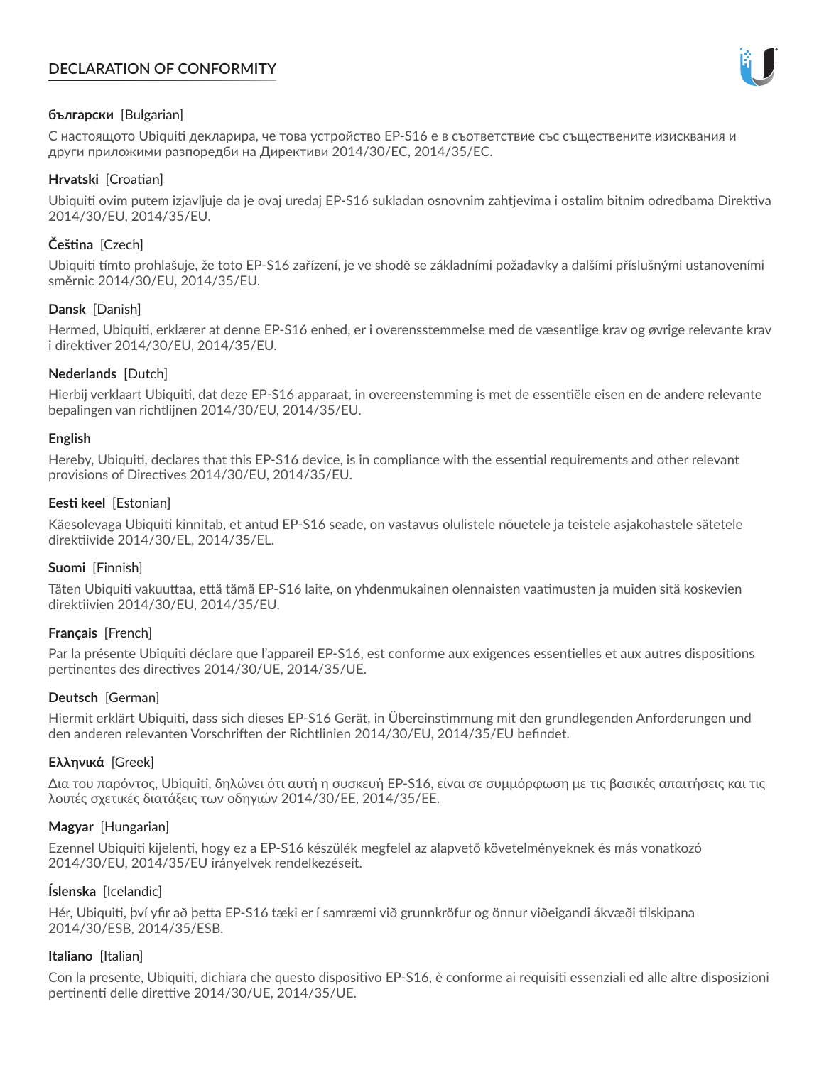# DECLARATION OF CONFORMITY

**български** [Bulgarian]

С настоящото Ubiquiti декларира, че това устройство EP-S16 е в съответствие със съществените изисквания и други приложими разпоредби на Директиви 2014/30/ЕС, 2014/35/ЕС.

**Hrvatski** [Croatian]

Ubiquiti ovim putem izjavljuje da je ovaj uređaj EP-S16 sukladan osnovnim zahtjevima i ostalim bitnim odredbama Direktiva 2014/30/EU, 2014/35/EU.

**Čeština** [Czech]

Ubiquiti tímto prohlašuje, že toto EP-S16 zařízení, je ve shodě se základními požadavky a dalšími příslušnými ustanoveními směrnic 2014/30/EU, 2014/35/EU.

**Dansk** [Danish]

Hermed, Ubiquiti, erklærer at denne EP-S16 enhed, er i overensstemmelse med de væsentlige krav og øvrige relevante krav i direktiver 2014/30/EU, 2014/35/EU.

**Nederlands** [Dutch]

Hierbij verklaart Ubiquiti, dat deze EP-S16 apparaat, in overeenstemming is met de essentiële eisen en de andere relevante bepalingen van richtlijnen 2014/30/EU, 2014/35/EU.

**English**

Hereby, Ubiquiti, declares that this EP-S16 device, is in compliance with the essential requirements and other relevant provisions of Directives 2014/30/EU, 2014/35/EU.

**Eesti keel** [Estonian]

Käesolevaga Ubiquiti kinnitab, et antud EP-S16 seade, on vastavus olulistele nõuetele ja teistele asjakohastele sätetele direktiivide 2014/30/EL, 2014/35/EL.

**Suomi** [Finnish]

Täten Ubiquiti vakuuttaa, että tämä EP-S16 laite, on yhdenmukainen olennaisten vaatimusten ja muiden sitä koskevien direktiivien 2014/30/EU, 2014/35/EU.

**Français** [French]

Par la présente Ubiquiti déclare que l'appareil EP-S16, est conforme aux exigences essentielles et aux autres dispositions pertinentes des directives 2014/30/UE, 2014/35/UE.

**Deutsch** [German]

Hiermit erklärt Ubiquiti, dass sich dieses EP-S16 Gerät, in Übereinstimmung mit den grundlegenden Anforderungen und den anderen relevanten Vorschriften der Richtlinien 2014/30/EU, 2014/35/EU befindet.

**Ελληνικά** [Greek]

Δια του παρόντος, Ubiquiti, δηλώνει ότι αυτή η συσκευή EP-S16, είναι σε συμμόρφωση με τις βασικές απαιτήσεις και τις λοιπές σχετικές διατάξεις των οδηγιών 2014/30/EE, 2014/35/EE.

**Magyar** [Hungarian]

Ezennel Ubiquiti kijelenti, hogy ez a EP-S16 készülék megfelel az alapvető követelményeknek és más vonatkozó 2014/30/EU, 2014/35/EU irányelvek rendelkezéseit.

**Íslenska** [Icelandic]

Hér, Ubiquiti, því yfir að þetta EP-S16 tæki er í samræmi við grunnkröfur og önnur viðeigandi ákvæði tilskipana 2014/30/ESB, 2014/35/ESB.

**Italiano** [Italian]

Con la presente, Ubiquiti, dichiara che questo dispositivo EP-S16, è conforme ai requisiti essenziali ed alle altre disposizioni pertinenti delle direttive 2014/30/UE, 2014/35/UE.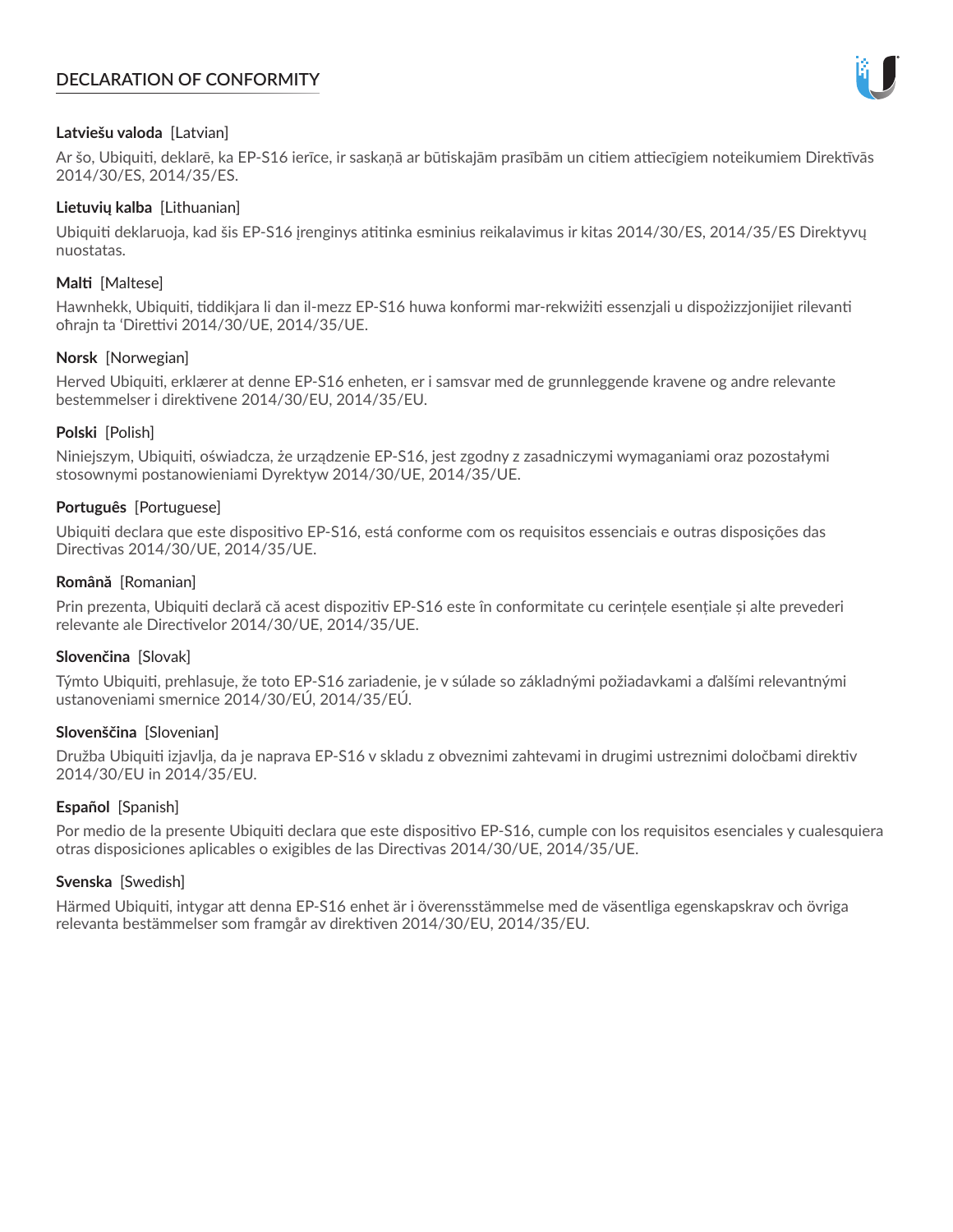# DECLARATION OF CONFORMITY

**Latviešu valoda** [Latvian]

Ar šo, Ubiquiti, deklarē, ka EP-S16 ierīce, ir saskaņā ar būtiskajām prasībām un citiem attiecīgiem noteikumiem Direktīvās 2014/30/ES, 2014/35/ES.

**Lietuvių kalba** [Lithuanian]

Ubiquiti deklaruoja, kad šis EP-S16 įrenginys atitinka esminius reikalavimus ir kitas 2014/30/ES, 2014/35/ES Direktyvų nuostatas.

**Malti** [Maltese]

Hawnhekk, Ubiquiti, tiddikjara li dan il-mezz EP-S16 huwa konformi mar-rekwiżiti essenzjali u dispożizzjonijiet rilevanti oħrajn ta 'Direttivi 2014/30/UE, 2014/35/UE.

**Norsk** [Norwegian]

Herved Ubiquiti, erklærer at denne EP-S16 enheten, er i samsvar med de grunnleggende kravene og andre relevante bestemmelser i direktivene 2014/30/EU, 2014/35/EU.

**Polski** [Polish]

Niniejszym, Ubiquiti, oświadcza, że urządzenie EP-S16, jest zgodny z zasadniczymi wymaganiami oraz pozostałymi stosownymi postanowieniami Dyrektyw 2014/30/UE, 2014/35/UE.

**Português** [Portuguese]

Ubiquiti declara que este dispositivo EP-S16, está conforme com os requisitos essenciais e outras disposições das Directivas 2014/30/UE, 2014/35/UE.

**Română** [Romanian]

Prin prezenta, Ubiquiti declară că acest dispozitiv EP-S16 este în conformitate cu cerințele esențiale și alte prevederi relevante ale Directivelor 2014/30/UE, 2014/35/UE.

**Slovenčina** [Slovak]

Týmto Ubiquiti, prehlasuje, že toto EP-S16 zariadenie, je v súlade so základnými požiadavkami a ďalšími relevantnými ustanoveniami smernice 2014/30/EÚ, 2014/35/EÚ.

**Slovenščina** [Slovenian]

Družba Ubiquiti izjavlja, da je naprava EP-S16 v skladu z obveznimi zahtevami in drugimi ustreznimi določbami direktiv 2014/30/EU in 2014/35/EU.

**Español** [Spanish]

Por medio de la presente Ubiquiti declara que este dispositivo EP-S16, cumple con los requisitos esenciales y cualesquiera otras disposiciones aplicables o exigibles de las Directivas 2014/30/UE, 2014/35/UE.

**Svenska** [Swedish]

Härmed Ubiquiti, intygar att denna EP-S16 enhet är i överensstämmelse med de väsentliga egenskapskrav och övriga relevanta bestämmelser som framgår av direktiven 2014/30/EU, 2014/35/EU.